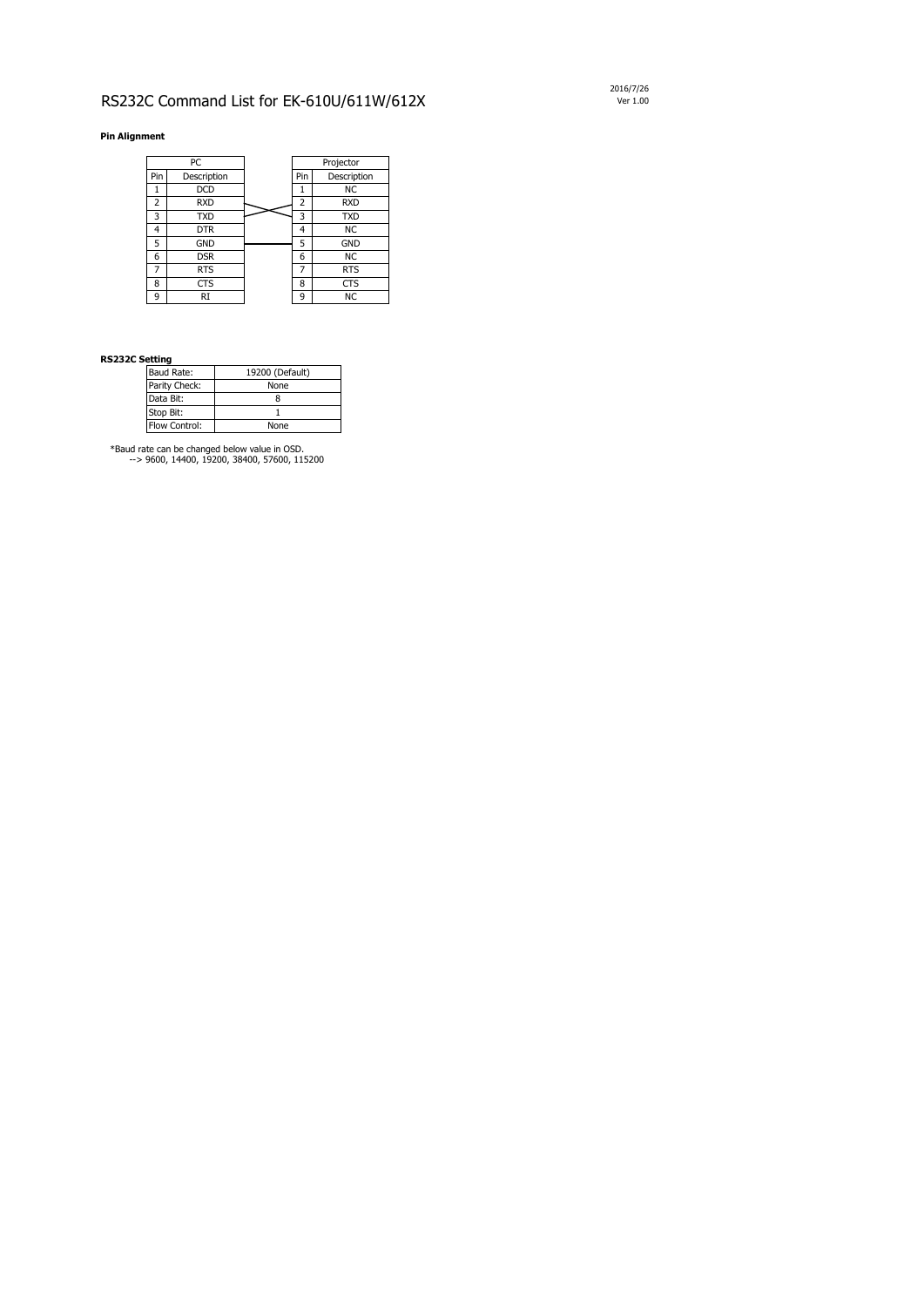# RS232C Command List for EK-610U/611W/612X

2016/7/26
Ver 1.00

**Pin Alignment**

| PC | | | Projector | |
|---|---|---|---|---|
| Pin | Description | | Pin | Description |
| 1 | DCD | | 1 | NC |
| 2 | RXD | | 2 | RXD |
| 3 | TXD | | 3 | TXD |
| 4 | DTR | | 4 | NC |
| 5 | GND | | 5 | GND |
| 6 | DSR | | 6 | NC |
| 7 | RTS | | 7 | RTS |
| 8 | CTS | | 8 | CTS |
| 9 | RI | | 9 | NC |

**RS232C Setting**

| Baud Rate: | 19200 (Default) |
|---|---|
| Parity Check: | None |
| Data Bit: | 8 |
| Stop Bit: | 1 |
| Flow Control: | None |

*Baud rate can be changed below value in OSD.
--> 9600, 14400, 19200, 38400, 57600, 115200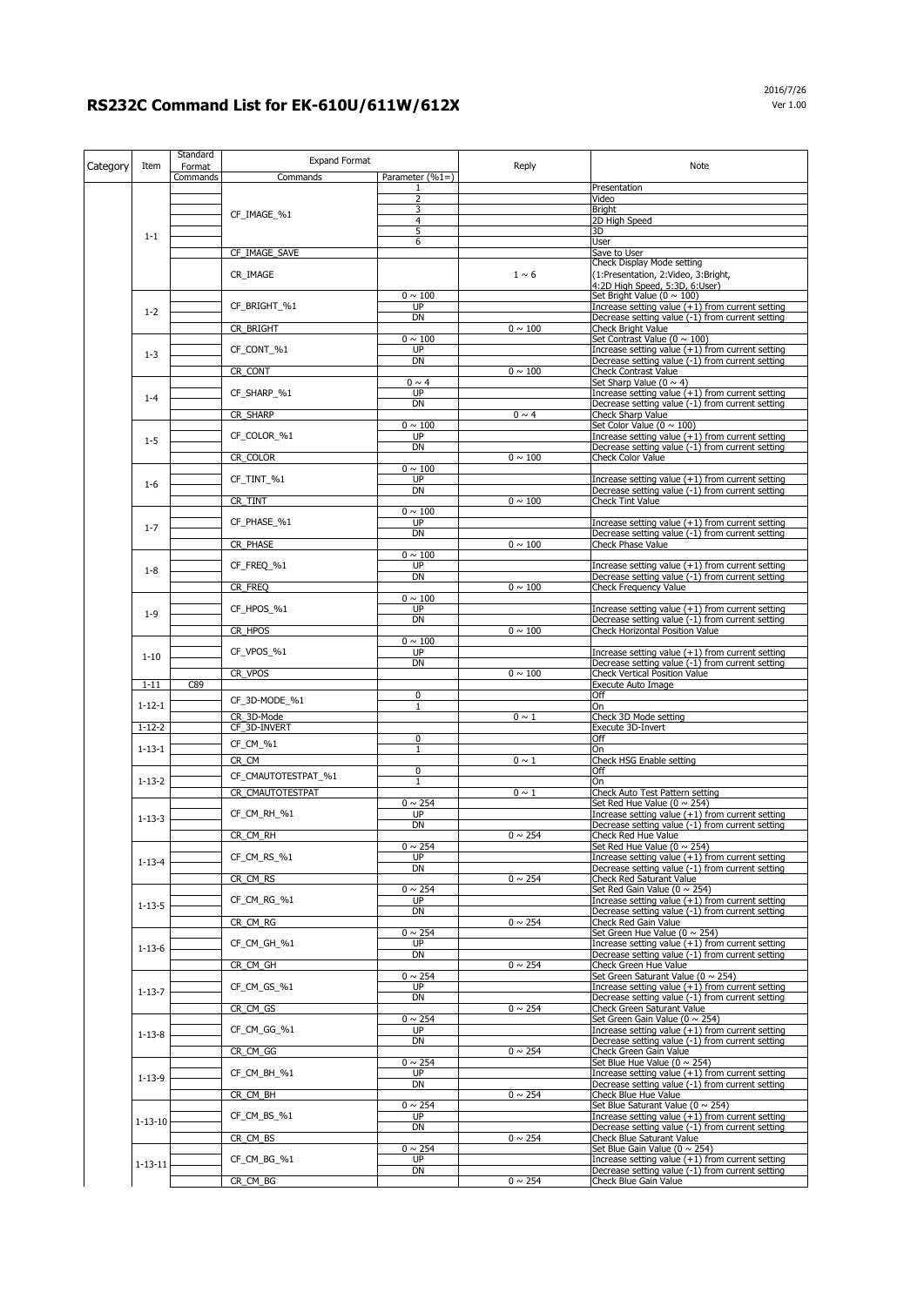# RS232C Command List for EK-610U/611W/612X

2016/7/26
Ver 1.00

| Category | Item | Standard Format | Expand Format | | Reply | Note |
|---|---|---|---|---|---|---|
| | | Commands | Commands | Parameter (%1=) | | |
| | 1-1 | | CF_IMAGE_%1 | 1 | | Presentation |
| | | | | 2 | | Video |
| | | | | 3 | | Bright |
| | | | | 4 | | 2D High Speed |
| | | | | 5 | | 3D |
| | | | | 6 | | User |
| | | | CF_IMAGE_SAVE | | | Save to User |
| | | | CR_IMAGE | | 1 ~ 6 | Check Display Mode setting (1:Presentation, 2:Video, 3:Bright, 4:2D High Speed, 5:3D, 6:User) |
| | 1-2 | | CF_BRIGHT_%1 | 0 ~ 100 | | Set Bright Value (0 ~ 100) |
| | | | | UP | | Increase setting value (+1) from current setting |
| | | | | DN | | Decrease setting value (-1) from current setting |
| | | | CR_BRIGHT | | 0 ~ 100 | Check Bright Value |
| | 1-3 | | CF_CONT_%1 | 0 ~ 100 | | Set Contrast Value (0 ~ 100) |
| | | | | UP | | Increase setting value (+1) from current setting |
| | | | | DN | | Decrease setting value (-1) from current setting |
| | | | CR_CONT | | 0 ~ 100 | Check Contrast Value |
| | 1-4 | | CF_SHARP_%1 | 0 ~ 4 | | Set Sharp Value (0 ~ 4) |
| | | | | UP | | Increase setting value (+1) from current setting |
| | | | | DN | | Decrease setting value (-1) from current setting |
| | | | CR_SHARP | | 0 ~ 4 | Check Sharp Value |
| | 1-5 | | CF_COLOR_%1 | 0 ~ 100 | | Set Color Value (0 ~ 100) |
| | | | | UP | | Increase setting value (+1) from current setting |
| | | | | DN | | Decrease setting value (-1) from current setting |
| | | | CR_COLOR | | 0 ~ 100 | Check Color Value |
| | 1-6 | | CF_TINT_%1 | 0 ~ 100 | | |
| | | | | UP | | Increase setting value (+1) from current setting |
| | | | | DN | | Decrease setting value (-1) from current setting |
| | | | CR_TINT | | 0 ~ 100 | Check Tint Value |
| | 1-7 | | CF_PHASE_%1 | 0 ~ 100 | | |
| | | | | UP | | Increase setting value (+1) from current setting |
| | | | | DN | | Decrease setting value (-1) from current setting |
| | | | CR_PHASE | | 0 ~ 100 | Check Phase Value |
| | 1-8 | | CF_FREQ_%1 | 0 ~ 100 | | |
| | | | | UP | | Increase setting value (+1) from current setting |
| | | | | DN | | Decrease setting value (-1) from current setting |
| | | | CR_FREQ | | 0 ~ 100 | Check Frequency Value |
| | 1-9 | | CF_HPOS_%1 | 0 ~ 100 | | |
| | | | | UP | | Increase setting value (+1) from current setting |
| | | | | DN | | Decrease setting value (-1) from current setting |
| | | | CR_HPOS | | 0 ~ 100 | Check Horizontal Position Value |
| | 1-10 | | CF_VPOS_%1 | 0 ~ 100 | | |
| | | | | UP | | Increase setting value (+1) from current setting |
| | | | | DN | | Decrease setting value (-1) from current setting |
| | | | CR_VPOS | | 0 ~ 100 | Check Vertical Position Value |
| | 1-11 | C89 | | | | Execute Auto Image |
| | 1-12-1 | | CF_3D-MODE_%1 | 0 | | Off |
| | | | | 1 | | On |
| | | | CR_3D-Mode | | 0 ~ 1 | Check 3D Mode setting |
| | 1-12-2 | | CF_3D-INVERT | | | Execute 3D-Invert |
| | 1-13-1 | | CF_CM_%1 | 0 | | Off |
| | | | | 1 | | On |
| | | | CR_CM | | 0 ~ 1 | Check HSG Enable setting |
| | 1-13-2 | | CF_CMAUTOTESTPAT_%1 | 0 | | Off |
| | | | | 1 | | On |
| | | | CR_CMAUTOTESTPAT | | 0 ~ 1 | Check Auto Test Pattern setting |
| | 1-13-3 | | CF_CM_RH_%1 | 0 ~ 254 | | Set Red Hue Value (0 ~ 254) |
| | | | | UP | | Increase setting value (+1) from current setting |
| | | | | DN | | Decrease setting value (-1) from current setting |
| | | | CR_CM_RH | | 0 ~ 254 | Check Red Hue Value |
| | 1-13-4 | | CF_CM_RS_%1 | 0 ~ 254 | | Set Red Hue Value (0 ~ 254) |
| | | | | UP | | Increase setting value (+1) from current setting |
| | | | | DN | | Decrease setting value (-1) from current setting |
| | | | CR_CM_RS | | 0 ~ 254 | Check Red Saturant Value |
| | 1-13-5 | | CF_CM_RG_%1 | 0 ~ 254 | | Set Red Gain Value (0 ~ 254) |
| | | | | UP | | Increase setting value (+1) from current setting |
| | | | | DN | | Decrease setting value (-1) from current setting |
| | | | CR_CM_RG | | 0 ~ 254 | Check Red Gain Value |
| | 1-13-6 | | CF_CM_GH_%1 | 0 ~ 254 | | Set Green Hue Value (0 ~ 254) |
| | | | | UP | | Increase setting value (+1) from current setting |
| | | | | DN | | Decrease setting value (-1) from current setting |
| | | | CR_CM_GH | | 0 ~ 254 | Check Green Hue Value |
| | 1-13-7 | | CF_CM_GS_%1 | 0 ~ 254 | | Set Green Saturant Value (0 ~ 254) |
| | | | | UP | | Increase setting value (+1) from current setting |
| | | | | DN | | Decrease setting value (-1) from current setting |
| | | | CR_CM_GS | | 0 ~ 254 | Check Green Saturant Value |
| | 1-13-8 | | CF_CM_GG_%1 | 0 ~ 254 | | Set Green Gain Value (0 ~ 254) |
| | | | | UP | | Increase setting value (+1) from current setting |
| | | | | DN | | Decrease setting value (-1) from current setting |
| | | | CR_CM_GG | | 0 ~ 254 | Check Green Gain Value |
| | 1-13-9 | | CF_CM_BH_%1 | 0 ~ 254 | | Set Blue Hue Value (0 ~ 254) |
| | | | | UP | | Increase setting value (+1) from current setting |
| | | | | DN | | Decrease setting value (-1) from current setting |
| | | | CR_CM_BH | | 0 ~ 254 | Check Blue Hue Value |
| | 1-13-10 | | CF_CM_BS_%1 | 0 ~ 254 | | Set Blue Saturant Value (0 ~ 254) |
| | | | | UP | | Increase setting value (+1) from current setting |
| | | | | DN | | Decrease setting value (-1) from current setting |
| | | | CR_CM_BS | | 0 ~ 254 | Check Blue Saturant Value |
| | 1-13-11 | | CF_CM_BG_%1 | 0 ~ 254 | | Set Blue Gain Value (0 ~ 254) |
| | | | | UP | | Increase setting value (+1) from current setting |
| | | | | DN | | Decrease setting value (-1) from current setting |
| | | | CR_CM_BG | | 0 ~ 254 | Check Blue Gain Value |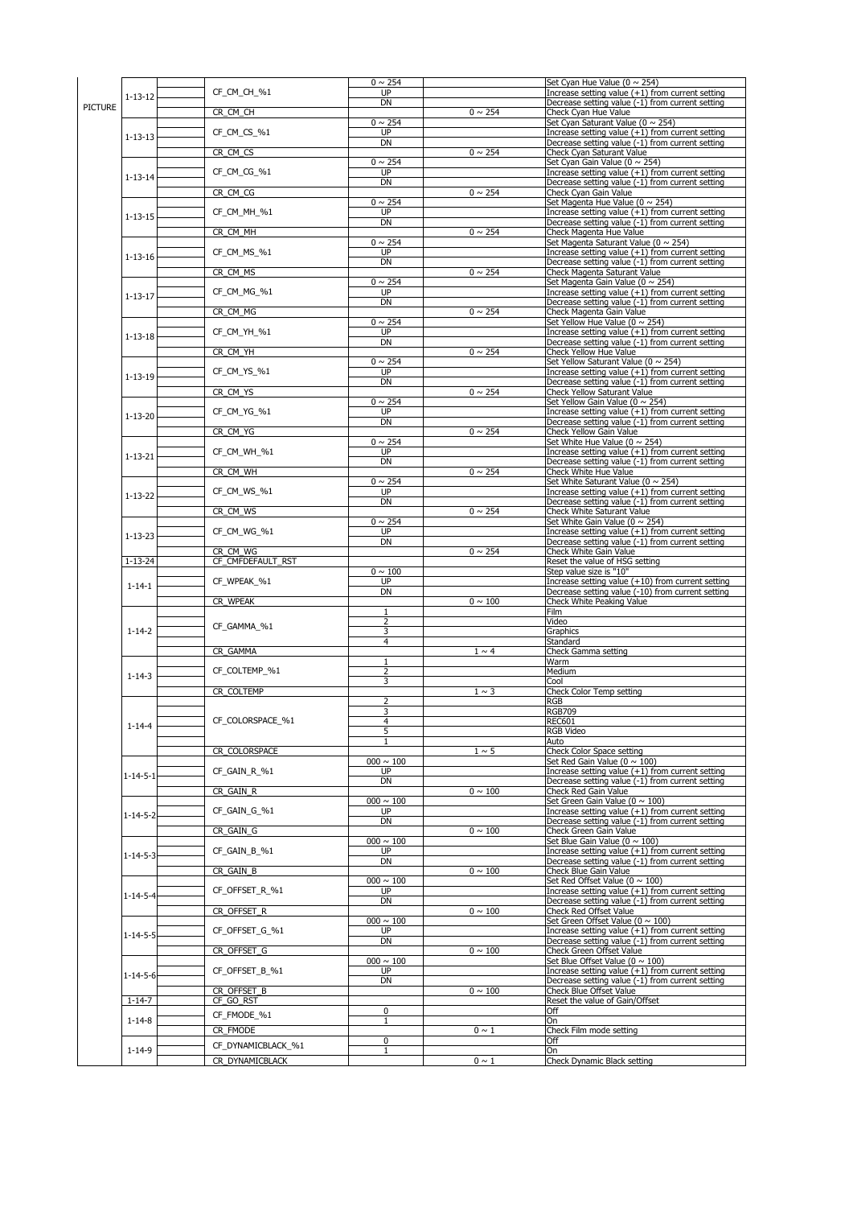| | | | | | | |
|---|---|---|---|---|---|---|
| PICTURE | 1-13-12 | | CF_CM_CH_%1 | 0 ~ 254 | | Set Cyan Hue Value (0 ~ 254) |
| | | | | UP | | Increase setting value (+1) from current setting |
| | | | | DN | | Decrease setting value (-1) from current setting |
| | | | CR_CM_CH | | 0 ~ 254 | Check Cyan Hue Value |
| | 1-13-13 | | CF_CM_CS_%1 | 0 ~ 254 | | Set Cyan Saturant Value (0 ~ 254) |
| | | | | UP | | Increase setting value (+1) from current setting |
| | | | | DN | | Decrease setting value (-1) from current setting |
| | | | CR_CM_CS | | 0 ~ 254 | Check Cyan Saturant Value |
| | 1-13-14 | | CF_CM_CG_%1 | 0 ~ 254 | | Set Cyan Gain Value (0 ~ 254) |
| | | | | UP | | Increase setting value (+1) from current setting |
| | | | | DN | | Decrease setting value (-1) from current setting |
| | | | CR_CM_CG | | 0 ~ 254 | Check Cyan Gain Value |
| | 1-13-15 | | CF_CM_MH_%1 | 0 ~ 254 | | Set Magenta Hue Value (0 ~ 254) |
| | | | | UP | | Increase setting value (+1) from current setting |
| | | | | DN | | Decrease setting value (-1) from current setting |
| | | | CR_CM_MH | | 0 ~ 254 | Check Magenta Hue Value |
| | 1-13-16 | | CF_CM_MS_%1 | 0 ~ 254 | | Set Magenta Saturant Value (0 ~ 254) |
| | | | | UP | | Increase setting value (+1) from current setting |
| | | | | DN | | Decrease setting value (-1) from current setting |
| | | | CR_CM_MS | | 0 ~ 254 | Check Magenta Saturant Value |
| | 1-13-17 | | CF_CM_MG_%1 | 0 ~ 254 | | Set Magenta Gain Value (0 ~ 254) |
| | | | | UP | | Increase setting value (+1) from current setting |
| | | | | DN | | Decrease setting value (-1) from current setting |
| | | | CR_CM_MG | | 0 ~ 254 | Check Magenta Gain Value |
| | 1-13-18 | | CF_CM_YH_%1 | 0 ~ 254 | | Set Yellow Hue Value (0 ~ 254) |
| | | | | UP | | Increase setting value (+1) from current setting |
| | | | | DN | | Decrease setting value (-1) from current setting |
| | | | CR_CM_YH | | 0 ~ 254 | Check Yellow Hue Value |
| | 1-13-19 | | CF_CM_YS_%1 | 0 ~ 254 | | Set Yellow Saturant Value (0 ~ 254) |
| | | | | UP | | Increase setting value (+1) from current setting |
| | | | | DN | | Decrease setting value (-1) from current setting |
| | | | CR_CM_YS | | 0 ~ 254 | Check Yellow Saturant Value |
| | 1-13-20 | | CF_CM_YG_%1 | 0 ~ 254 | | Set Yellow Gain Value (0 ~ 254) |
| | | | | UP | | Increase setting value (+1) from current setting |
| | | | | DN | | Decrease setting value (-1) from current setting |
| | | | CR_CM_YG | | 0 ~ 254 | Check Yellow Gain Value |
| | 1-13-21 | | CF_CM_WH_%1 | 0 ~ 254 | | Set White Hue Value (0 ~ 254) |
| | | | | UP | | Increase setting value (+1) from current setting |
| | | | | DN | | Decrease setting value (-1) from current setting |
| | | | CR_CM_WH | | 0 ~ 254 | Check White Hue Value |
| | 1-13-22 | | CF_CM_WS_%1 | 0 ~ 254 | | Set White Saturant Value (0 ~ 254) |
| | | | | UP | | Increase setting value (+1) from current setting |
| | | | | DN | | Decrease setting value (-1) from current setting |
| | | | CR_CM_WS | | 0 ~ 254 | Check White Saturant Value |
| | 1-13-23 | | CF_CM_WG_%1 | 0 ~ 254 | | Set White Gain Value (0 ~ 254) |
| | | | | UP | | Increase setting value (+1) from current setting |
| | | | | DN | | Decrease setting value (-1) from current setting |
| | | | CR_CM_WG | | 0 ~ 254 | Check White Gain Value |
| | 1-13-24 | | CF_CMFDEFAULT_RST | | | Reset the value of HSG setting |
| | 1-14-1 | | CF_WPEAK_%1 | 0 ~ 100 | | Step value size is "10" |
| | | | | UP | | Increase setting value (+10) from current setting |
| | | | | DN | | Decrease setting value (-10) from current setting |
| | | | CR_WPEAK | | 0 ~ 100 | Check White Peaking Value |
| | 1-14-2 | | CF_GAMMA_%1 | 1 | | Film |
| | | | | 2 | | Video |
| | | | | 3 | | Graphics |
| | | | | 4 | | Standard |
| | | | CR_GAMMA | | 1 ~ 4 | Check Gamma setting |
| | 1-14-3 | | CF_COLTEMP_%1 | 1 | | Warm |
| | | | | 2 | | Medium |
| | | | | 3 | | Cool |
| | | | CR_COLTEMP | | 1 ~ 3 | Check Color Temp setting |
| | 1-14-4 | | CF_COLORSPACE_%1 | 2 | | RGB |
| | | | | 3 | | RGB709 |
| | | | | 4 | | REC601 |
| | | | | 5 | | RGB Video |
| | | | | 1 | | Auto |
| | | | CR_COLORSPACE | | 1 ~ 5 | Check Color Space setting |
| | 1-14-5-1 | | CF_GAIN_R_%1 | 000 ~ 100 | | Set Red Gain Value (0 ~ 100) |
| | | | | UP | | Increase setting value (+1) from current setting |
| | | | | DN | | Decrease setting value (-1) from current setting |
| | | | CR_GAIN_R | | 0 ~ 100 | Check Red Gain Value |
| | 1-14-5-2 | | CF_GAIN_G_%1 | 000 ~ 100 | | Set Green Gain Value (0 ~ 100) |
| | | | | UP | | Increase setting value (+1) from current setting |
| | | | | DN | | Decrease setting value (-1) from current setting |
| | | | CR_GAIN_G | | 0 ~ 100 | Check Green Gain Value |
| | 1-14-5-3 | | CF_GAIN_B_%1 | 000 ~ 100 | | Set Blue Gain Value (0 ~ 100) |
| | | | | UP | | Increase setting value (+1) from current setting |
| | | | | DN | | Decrease setting value (-1) from current setting |
| | | | CR_GAIN_B | | 0 ~ 100 | Check Blue Gain Value |
| | 1-14-5-4 | | CF_OFFSET_R_%1 | 000 ~ 100 | | Set Red Offset Value (0 ~ 100) |
| | | | | UP | | Increase setting value (+1) from current setting |
| | | | | DN | | Decrease setting value (-1) from current setting |
| | | | CR_OFFSET_R | | 0 ~ 100 | Check Red Offset Value |
| | 1-14-5-5 | | CF_OFFSET_G_%1 | 000 ~ 100 | | Set Green Offset Value (0 ~ 100) |
| | | | | UP | | Increase setting value (+1) from current setting |
| | | | | DN | | Decrease setting value (-1) from current setting |
| | | | CR_OFFSET_G | | 0 ~ 100 | Check Green Offset Value |
| | 1-14-5-6 | | CF_OFFSET_B_%1 | 000 ~ 100 | | Set Blue Offset Value (0 ~ 100) |
| | | | | UP | | Increase setting value (+1) from current setting |
| | | | | DN | | Decrease setting value (-1) from current setting |
| | | | CR_OFFSET_B | | 0 ~ 100 | Check Blue Offset Value |
| | 1-14-7 | | CF_GO_RST | | | Reset the value of Gain/Offset |
| | 1-14-8 | | CF_FMODE_%1 | 0 | | Off |
| | | | | 1 | | On |
| | | | CR_FMODE | | 0 ~ 1 | Check Film mode setting |
| | 1-14-9 | | CF_DYNAMICBLACK_%1 | 0 | | Off |
| | | | | 1 | | On |
| | | | CR_DYNAMICBLACK | | 0 ~ 1 | Check Dynamic Black setting |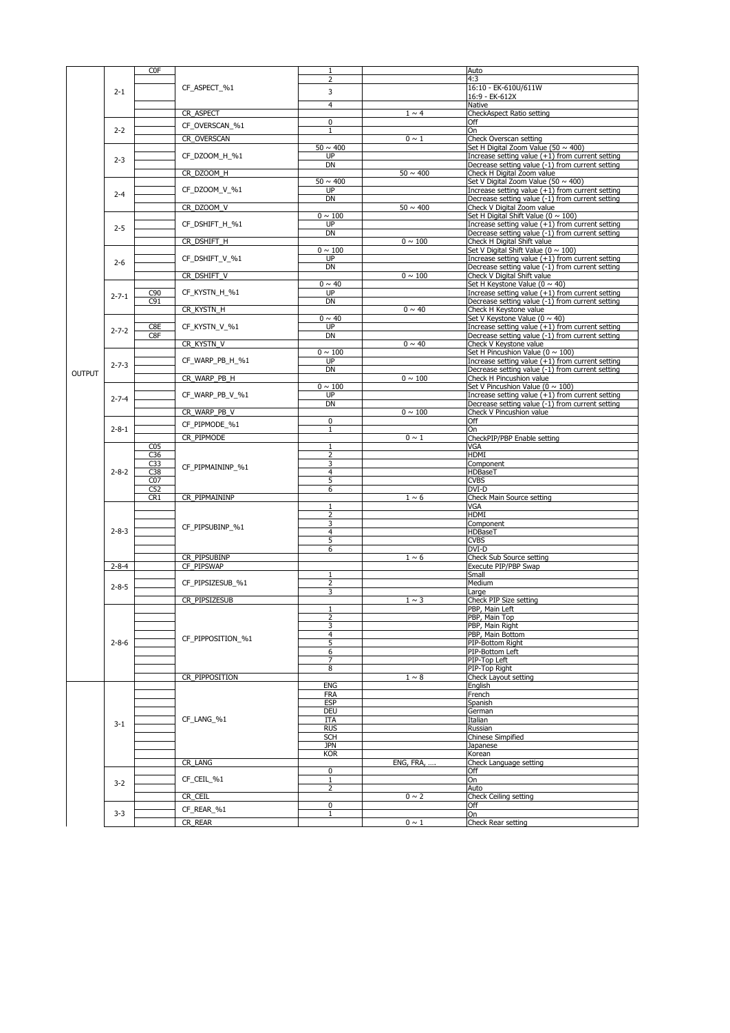| | | | | | | |
|---|---|---|---|---|---|---|
| OUTPUT | 2-1 | C0F | CF_ASPECT_%1 | 1 | | Auto |
| | | | | 2 | | 4:3 |
| | | | | 3 | | 16:10 - EK-610U/611W<br>16:9 - EK-612X |
| | | | | 4 | | Native |
| | | | CR_ASPECT | | 1 ~ 4 | CheckAspect Ratio setting |
| | 2-2 | | CF_OVERSCAN_%1 | 0 | | Off |
| | | | | 1 | | On |
| | | | CR_OVERSCAN | | 0 ~ 1 | Check Overscan setting |
| | 2-3 | | CF_DZOOM_H_%1 | 50 ~ 400 | | Set H Digital Zoom Value (50 ~ 400) |
| | | | | UP | | Increase setting value (+1) from current setting |
| | | | | DN | | Decrease setting value (-1) from current setting |
| | | | CR_DZOOM_H | | 50 ~ 400 | Check H Digital Zoom value |
| | 2-4 | | CF_DZOOM_V_%1 | 50 ~ 400 | | Set V Digital Zoom Value (50 ~ 400) |
| | | | | UP | | Increase setting value (+1) from current setting |
| | | | | DN | | Decrease setting value (-1) from current setting |
| | | | CR_DZOOM_V | | 50 ~ 400 | Check V Digital Zoom value |
| | 2-5 | | CF_DSHIFT_H_%1 | 0 ~ 100 | | Set H Digital Shift Value (0 ~ 100) |
| | | | | UP | | Increase setting value (+1) from current setting |
| | | | | DN | | Decrease setting value (-1) from current setting |
| | | | CR_DSHIFT_H | | 0 ~ 100 | Check H Digital Shift value |
| | 2-6 | | CF_DSHIFT_V_%1 | 0 ~ 100 | | Set V Digital Shift Value (0 ~ 100) |
| | | | | UP | | Increase setting value (+1) from current setting |
| | | | | DN | | Decrease setting value (-1) from current setting |
| | | | CR_DSHIFT_V | | 0 ~ 100 | Check V Digital Shift value |
| | 2-7-1 | | CF_KYSTN_H_%1 | 0 ~ 40 | | Set H Keystone Value (0 ~ 40) |
| | | C90 | | UP | | Increase setting value (+1) from current setting |
| | | C91 | | DN | | Decrease setting value (-1) from current setting |
| | | | CR_KYSTN_H | | 0 ~ 40 | Check H Keystone value |
| | 2-7-2 | | CF_KYSTN_V_%1 | 0 ~ 40 | | Set V Keystone Value (0 ~ 40) |
| | | C8E | | UP | | Increase setting value (+1) from current setting |
| | | C8F | | DN | | Decrease setting value (-1) from current setting |
| | | | CR_KYSTN_V | | 0 ~ 40 | Check V Keystone value |
| | 2-7-3 | | CF_WARP_PB_H_%1 | 0 ~ 100 | | Set H Pincushion Value (0 ~ 100) |
| | | | | UP | | Increase setting value (+1) from current setting |
| | | | | DN | | Decrease setting value (-1) from current setting |
| | | | CR_WARP_PB_H | | 0 ~ 100 | Check H Pincushion value |
| | 2-7-4 | | CF_WARP_PB_V_%1 | 0 ~ 100 | | Set V Pincushion Value (0 ~ 100) |
| | | | | UP | | Increase setting value (+1) from current setting |
| | | | | DN | | Decrease setting value (-1) from current setting |
| | | | CR_WARP_PB_V | | 0 ~ 100 | Check V Pincushion value |
| | 2-8-1 | | CF_PIPMODE_%1 | 0 | | Off |
| | | | | 1 | | On |
| | | | CR_PIPMODE | | 0 ~ 1 | CheckPIP/PBP Enable setting |
| | 2-8-2 | C05 | CF_PIPMAININP_%1 | 1 | | VGA |
| | | C36 | | 2 | | HDMI |
| | | C33 | | 3 | | Component |
| | | C38 | | 4 | | HDBaseT |
| | | C07 | | 5 | | CVBS |
| | | C52 | | 6 | | DVI-D |
| | | CR1 | CR_PIPMAININP | | 1 ~ 6 | Check Main Source setting |
| | 2-8-3 | | CF_PIPSUBINP_%1 | 1 | | VGA |
| | | | | 2 | | HDMI |
| | | | | 3 | | Component |
| | | | | 4 | | HDBaseT |
| | | | | 5 | | CVBS |
| | | | | 6 | | DVI-D |
| | | | CR_PIPSUBINP | | 1 ~ 6 | Check Sub Source setting |
| | 2-8-4 | | CF_PIPSWAP | | | Execute PIP/PBP Swap |
| | 2-8-5 | | CF_PIPSIZESUB_%1 | 1 | | Small |
| | | | | 2 | | Medium |
| | | | | 3 | | Large |
| | | | CR_PIPSIZESUB | | 1 ~ 3 | Check PIP Size setting |
| | 2-8-6 | | CF_PIPPOSITION_%1 | 1 | | PBP, Main Left |
| | | | | 2 | | PBP, Main Top |
| | | | | 3 | | PBP, Main Right |
| | | | | 4 | | PBP, Main Bottom |
| | | | | 5 | | PIP-Bottom Right |
| | | | | 6 | | PIP-Bottom Left |
| | | | | 7 | | PIP-Top Left |
| | | | | 8 | | PIP-Top Right |
| | | | CR_PIPPOSITION | | 1 ~ 8 | Check Layout setting |
| | 3-1 | | CF_LANG_%1 | ENG | | English |
| | | | | FRA | | French |
| | | | | ESP | | Spanish |
| | | | | DEU | | German |
| | | | | ITA | | Italian |
| | | | | RUS | | Russian |
| | | | | SCH | | Chinese Simpified |
| | | | | JPN | | Japanese |
| | | | | KOR | | Korean |
| | | | CR_LANG | | ENG, FRA, .... | Check Language setting |
| | 3-2 | | CF_CEIL_%1 | 0 | | Off |
| | | | | 1 | | On |
| | | | | 2 | | Auto |
| | | | CR_CEIL | | 0 ~ 2 | Check Ceiling setting |
| | 3-3 | | CF_REAR_%1 | 0 | | Off |
| | | | | 1 | | On |
| | | | CR_REAR | | 0 ~ 1 | Check Rear setting |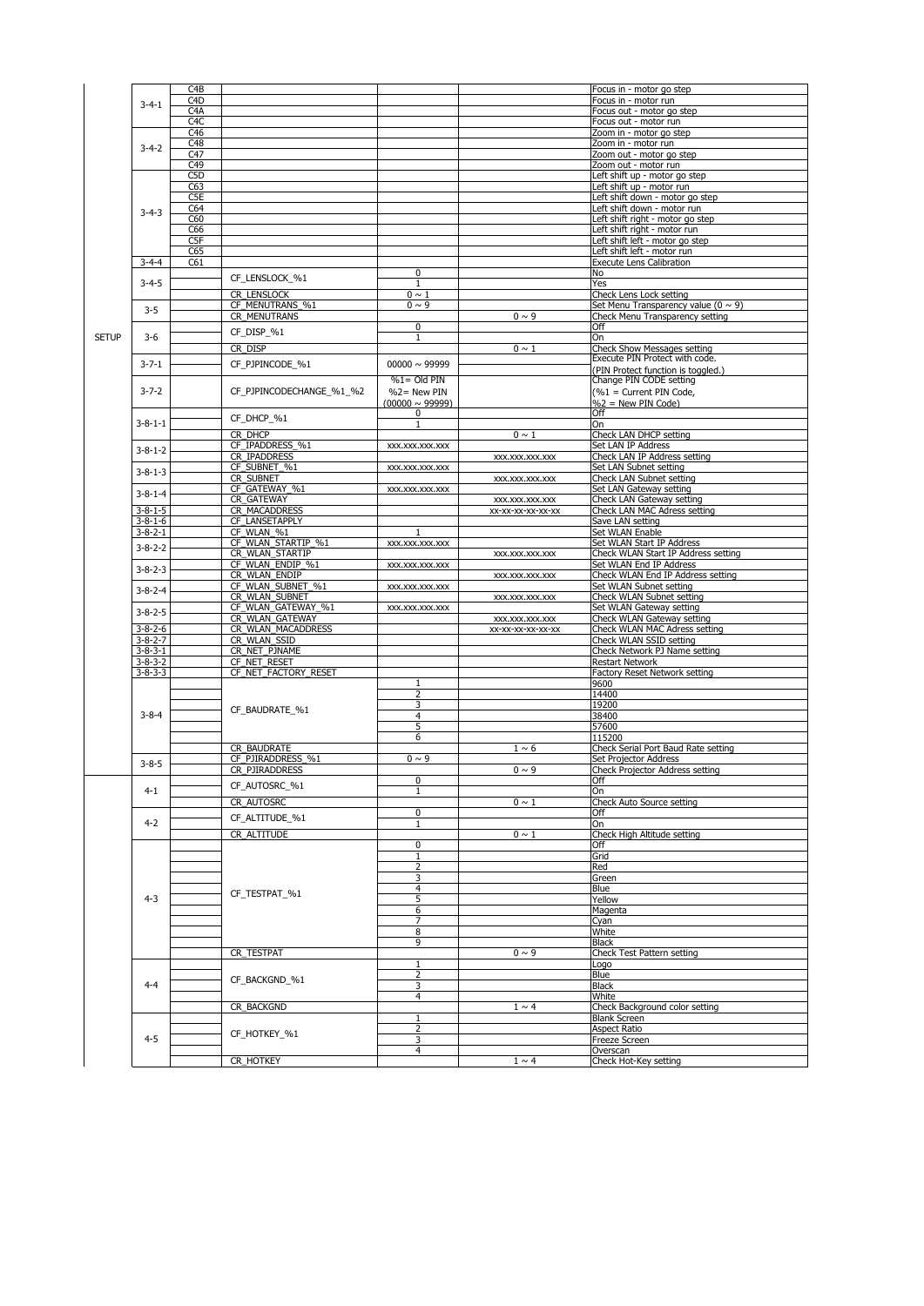| | | | | | | |
|---|---|---|---|---|---|---|
| SETUP | 3-4-1 | C4B | | | | Focus in - motor go step |
| | | C4D | | | | Focus in - motor run |
| | | C4A | | | | Focus out - motor go step |
| | | C4C | | | | Focus out - motor run |
| | 3-4-2 | C46 | | | | Zoom in - motor go step |
| | | C48 | | | | Zoom in - motor run |
| | | C47 | | | | Zoom out - motor go step |
| | | C49 | | | | Zoom out - motor run |
| | 3-4-3 | C5D | | | | Left shift up - motor go step |
| | | C63 | | | | Left shift up - motor run |
| | | C5E | | | | Left shift down - motor go step |
| | | C64 | | | | Left shift down - motor run |
| | | C60 | | | | Left shift right - motor go step |
| | | C66 | | | | Left shift right - motor run |
| | | C5F | | | | Left shift left - motor go step |
| | | C65 | | | | Left shift left - motor run |
| | 3-4-4 | C61 | | | | Execute Lens Calibration |
| | 3-4-5 | | CF_LENSLOCK_%1 | 0 | | No |
| | | | | 1 | | Yes |
| | | | CR_LENSLOCK | 0 ~ 1 | | Check Lens Lock setting |
| | 3-5 | | CF_MENUTRANS_%1 | 0 ~ 9 | | Set Menu Transparency value (0 ~ 9) |
| | | | CR_MENUTRANS | | 0 ~ 9 | Check Menu Transparency setting |
| | 3-6 | | CF_DISP_%1 | 0 | | Off |
| | | | | 1 | | On |
| | | | CR_DISP | | 0 ~ 1 | Check Show Messages setting |
| | 3-7-1 | | CF_PJPINCODE_%1 | 00000 ~ 99999 | | Execute PIN Protect with code. (PIN Protect function is toggled.) |
| | 3-7-2 | | CF_PJPINCODECHANGE_%1_%2 | %1= Old PIN %2= New PIN (00000 ~ 99999) | | Change PIN CODE setting (%1 = Current PIN Code, %2 = New PIN Code) |
| | 3-8-1-1 | | CF_DHCP_%1 | 0 | | Off |
| | | | | 1 | | On |
| | | | CR_DHCP | | 0 ~ 1 | Check LAN DHCP setting |
| | 3-8-1-2 | | CF_IPADDRESS_%1 | xxx.xxx.xxx.xxx | | Set LAN IP Address |
| | | | CR_IPADDRESS | | xxx.xxx.xxx.xxx | Check LAN IP Address setting |
| | 3-8-1-3 | | CF_SUBNET_%1 | xxx.xxx.xxx.xxx | | Set LAN Subnet setting |
| | | | CR_SUBNET | | xxx.xxx.xxx.xxx | Check LAN Subnet setting |
| | 3-8-1-4 | | CF_GATEWAY_%1 | xxx.xxx.xxx.xxx | | Set LAN Gateway setting |
| | | | CR_GATEWAY | | xxx.xxx.xxx.xxx | Check LAN Gateway setting |
| | 3-8-1-5 | | CR_MACADDRESS | | xx-xx-xx-xx-xx-xx | Check LAN MAC Adress setting |
| | 3-8-1-6 | | CF_LANSETAPPLY | | | Save LAN setting |
| | 3-8-2-1 | | CF_WLAN_%1 | 1 | | Set WLAN Enable |
| | 3-8-2-2 | | CF_WLAN_STARTIP_%1 | xxx.xxx.xxx.xxx | | Set WLAN Start IP Address |
| | | | CR_WLAN_STARTIP | | xxx.xxx.xxx.xxx | Check WLAN Start IP Address setting |
| | 3-8-2-3 | | CF_WLAN_ENDIP_%1 | xxx.xxx.xxx.xxx | | Set WLAN End IP Address |
| | | | CR_WLAN_ENDIP | | xxx.xxx.xxx.xxx | Check WLAN End IP Address setting |
| | 3-8-2-4 | | CF_WLAN_SUBNET_%1 | xxx.xxx.xxx.xxx | | Set WLAN Subnet setting |
| | | | CR_WLAN_SUBNET | | xxx.xxx.xxx.xxx | Check WLAN Subnet setting |
| | 3-8-2-5 | | CF_WLAN_GATEWAY_%1 | xxx.xxx.xxx.xxx | | Set WLAN Gateway setting |
| | | | CR_WLAN_GATEWAY | | xxx.xxx.xxx.xxx | Check WLAN Gateway setting |
| | 3-8-2-6 | | CR_WLAN_MACADDRESS | | xx-xx-xx-xx-xx-xx | Check WLAN MAC Adress setting |
| | 3-8-2-7 | | CR_WLAN_SSID | | | Check WLAN SSID setting |
| | 3-8-3-1 | | CR_NET_PJNAME | | | Check Network PJ Name setting |
| | 3-8-3-2 | | CF_NET_RESET | | | Restart Network |
| | 3-8-3-3 | | CF_NET_FACTORY_RESET | | | Factory Reset Network setting |
| | 3-8-4 | | CF_BAUDRATE_%1 | 1 | | 9600 |
| | | | | 2 | | 14400 |
| | | | | 3 | | 19200 |
| | | | | 4 | | 38400 |
| | | | | 5 | | 57600 |
| | | | | 6 | | 115200 |
| | | | CR_BAUDRATE | | 1 ~ 6 | Check Serial Port Baud Rate setting |
| | 3-8-5 | | CF_PJIRADDRESS_%1 | 0 ~ 9 | | Set Projector Address |
| | | | CR_PJIRADDRESS | | 0 ~ 9 | Check Projector Address setting |
| | 4-1 | | CF_AUTOSRC_%1 | 0 | | Off |
| | | | | 1 | | On |
| | | | CR_AUTOSRC | | 0 ~ 1 | Check Auto Source setting |
| | 4-2 | | CF_ALTITUDE_%1 | 0 | | Off |
| | | | | 1 | | On |
| | | | CR_ALTITUDE | | 0 ~ 1 | Check High Altitude setting |
| | 4-3 | | CF_TESTPAT_%1 | 0 | | Off |
| | | | | 1 | | Grid |
| | | | | 2 | | Red |
| | | | | 3 | | Green |
| | | | | 4 | | Blue |
| | | | | 5 | | Yellow |
| | | | | 6 | | Magenta |
| | | | | 7 | | Cyan |
| | | | | 8 | | White |
| | | | | 9 | | Black |
| | | | CR_TESTPAT | | 0 ~ 9 | Check Test Pattern setting |
| | 4-4 | | CF_BACKGND_%1 | 1 | | Logo |
| | | | | 2 | | Blue |
| | | | | 3 | | Black |
| | | | | 4 | | White |
| | | | CR_BACKGND | | 1 ~ 4 | Check Background color setting |
| | 4-5 | | CF_HOTKEY_%1 | 1 | | Blank Screen |
| | | | | 2 | | Aspect Ratio |
| | | | | 3 | | Freeze Screen |
| | | | | 4 | | Overscan |
| | | | CR_HOTKEY | | 1 ~ 4 | Check Hot-Key setting |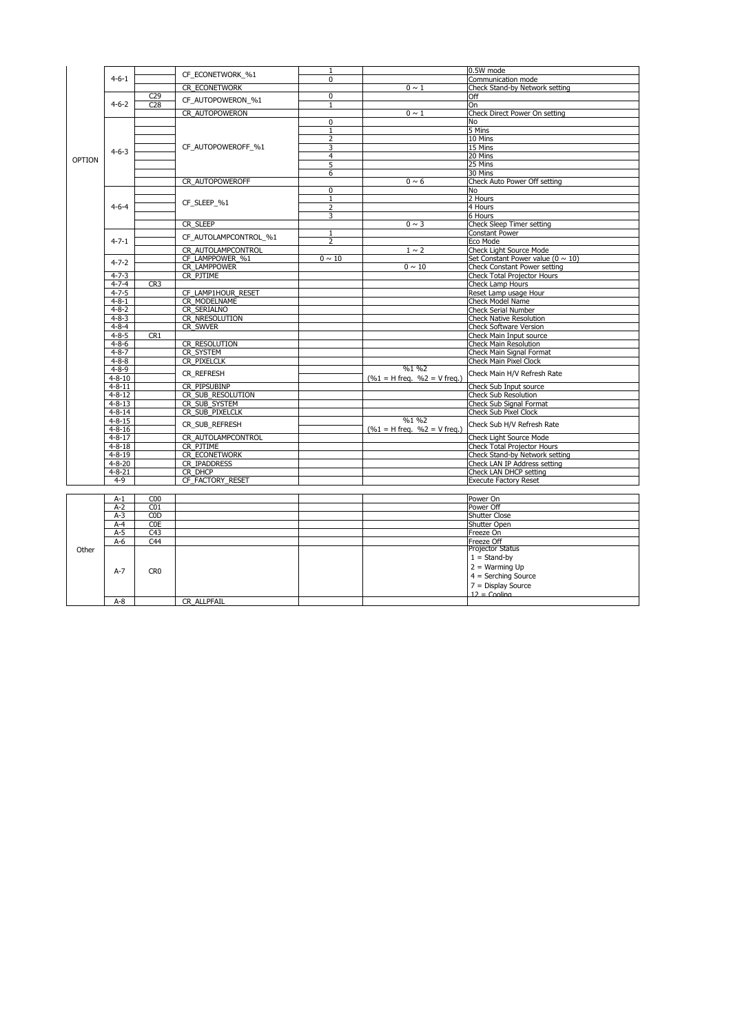| | | | | | | |
|---|---|---|---|---|---|---|
| OPTION | 4-6-1 | | CF_ECONETWORK_%1 | 1 | | 0.5W mode |
| | | | | 0 | | Communication mode |
| | | | CR_ECONETWORK | | 0 ~ 1 | Check Stand-by Network setting |
| | 4-6-2 | C29 | CF_AUTOPOWERON_%1 | 0 | | Off |
| | | C28 | | 1 | | On |
| | | | CR_AUTOPOWERON | | 0 ~ 1 | Check Direct Power On setting |
| | 4-6-3 | | CF_AUTOPOWEROFF_%1 | 0 | | No |
| | | | | 1 | | 5 Mins |
| | | | | 2 | | 10 Mins |
| | | | | 3 | | 15 Mins |
| | | | | 4 | | 20 Mins |
| | | | | 5 | | 25 Mins |
| | | | | 6 | | 30 Mins |
| | | | CR_AUTOPOWEROFF | | 0 ~ 6 | Check Auto Power Off setting |
| | 4-6-4 | | CF_SLEEP_%1 | 0 | | No |
| | | | | 1 | | 2 Hours |
| | | | | 2 | | 4 Hours |
| | | | | 3 | | 6 Hours |
| | | | CR_SLEEP | | 0 ~ 3 | Check Sleep Timer setting |
| | 4-7-1 | | CF_AUTOLAMPCONTROL_%1 | 1 | | Constant Power |
| | | | | 2 | | Eco Mode |
| | | | CR_AUTOLAMPCONTROL | | 1 ~ 2 | Check Light Source Mode |
| | 4-7-2 | | CF_LAMPPOWER_%1 | 0 ~ 10 | | Set Constant Power value (0 ~ 10) |
| | | | CR_LAMPPOWER | | 0 ~ 10 | Check Constant Power setting |
| | 4-7-3 | | CR_PJTIME | | | Check Total Projector Hours |
| | 4-7-4 | CR3 | | | | Check Lamp Hours |
| | 4-7-5 | | CF_LAMP1HOUR_RESET | | | Reset Lamp usage Hour |
| | 4-8-1 | | CR_MODELNAME | | | Check Model Name |
| | 4-8-2 | | CR_SERIALNO | | | Check Serial Number |
| | 4-8-3 | | CR_NRESOLUTION | | | Check Native Resolution |
| | 4-8-4 | | CR_SWVER | | | Check Software Version |
| | 4-8-5 | CR1 | | | | Check Main Input source |
| | 4-8-6 | | CR_RESOLUTION | | | Check Main Resolution |
| | 4-8-7 | | CR_SYSTEM | | | Check Main Signal Format |
| | 4-8-8 | | CR_PIXELCLK | | | Check Main Pixel Clock |
| | 4-8-9 | | CR_REFRESH | | %1 %2 (%1 = H freq. %2 = V freq.) | Check Main H/V Refresh Rate |
| | 4-8-10 | | | | | |
| | 4-8-11 | | CR_PIPSUBINP | | | Check Sub Input source |
| | 4-8-12 | | CR_SUB_RESOLUTION | | | Check Sub Resolution |
| | 4-8-13 | | CR_SUB_SYSTEM | | | Check Sub Signal Format |
| | 4-8-14 | | CR_SUB_PIXELCLK | | | Check Sub Pixel Clock |
| | 4-8-15 | | CR_SUB_REFRESH | | %1 %2 (%1 = H freq. %2 = V freq.) | Check Sub H/V Refresh Rate |
| | 4-8-16 | | | | | |
| | 4-8-17 | | CR_AUTOLAMPCONTROL | | | Check Light Source Mode |
| | 4-8-18 | | CR_PJTIME | | | Check Total Projector Hours |
| | 4-8-19 | | CR_ECONETWORK | | | Check Stand-by Network setting |
| | 4-8-20 | | CR_IPADDRESS | | | Check LAN IP Address setting |
| | 4-8-21 | | CR_DHCP | | | Check LAN DHCP setting |
| | 4-9 | | CF_FACTORY_RESET | | | Execute Factory Reset |

| | | | | | | |
|---|---|---|---|---|---|---|
| Other | A-1 | C00 | | | | Power On |
| | A-2 | C01 | | | | Power Off |
| | A-3 | C0D | | | | Shutter Close |
| | A-4 | C0E | | | | Shutter Open |
| | A-5 | C43 | | | | Freeze On |
| | A-6 | C44 | | | | Freeze Off |
| | A-7 | CR0 | | | | Projector Status<br>1 = Stand-by<br>2 = Warming Up<br>4 = Serching Source<br>7 = Display Source<br>12 = Cooling |
| | A-8 | | CR_ALLPFAIL | | | |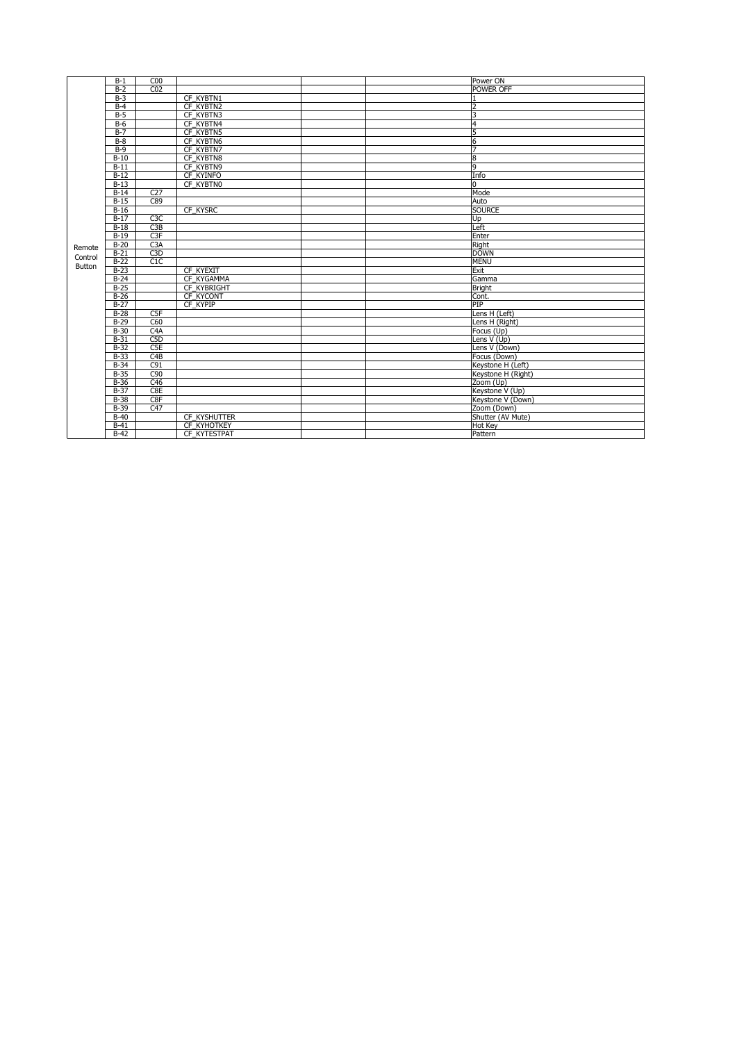| | | | | | | |
|---|---|---|---|---|---|---|
| Remote Control Button | B-1 | C00 | | | | Power ON |
| | B-2 | C02 | | | | POWER OFF |
| | B-3 | | CF_KYBTN1 | | | 1 |
| | B-4 | | CF_KYBTN2 | | | 2 |
| | B-5 | | CF_KYBTN3 | | | 3 |
| | B-6 | | CF_KYBTN4 | | | 4 |
| | B-7 | | CF_KYBTN5 | | | 5 |
| | B-8 | | CF_KYBTN6 | | | 6 |
| | B-9 | | CF_KYBTN7 | | | 7 |
| | B-10 | | CF_KYBTN8 | | | 8 |
| | B-11 | | CF_KYBTN9 | | | 9 |
| | B-12 | | CF_KYINFO | | | Info |
| | B-13 | | CF_KYBTN0 | | | 0 |
| | B-14 | C27 | | | | Mode |
| | B-15 | C89 | | | | Auto |
| | B-16 | | CF_KYSRC | | | SOURCE |
| | B-17 | C3C | | | | Up |
| | B-18 | C3B | | | | Left |
| | B-19 | C3F | | | | Enter |
| | B-20 | C3A | | | | Right |
| | B-21 | C3D | | | | DOWN |
| | B-22 | C1C | | | | MENU |
| | B-23 | | CF_KYEXIT | | | Exit |
| | B-24 | | CF_KYGAMMA | | | Gamma |
| | B-25 | | CF_KYBRIGHT | | | Bright |
| | B-26 | | CF_KYCONT | | | Cont. |
| | B-27 | | CF_KYPIP | | | PIP |
| | B-28 | C5F | | | | Lens H (Left) |
| | B-29 | C60 | | | | Lens H (Right) |
| | B-30 | C4A | | | | Focus (Up) |
| | B-31 | C5D | | | | Lens V (Up) |
| | B-32 | C5E | | | | Lens V (Down) |
| | B-33 | C4B | | | | Focus (Down) |
| | B-34 | C91 | | | | Keystone H (Left) |
| | B-35 | C90 | | | | Keystone H (Right) |
| | B-36 | C46 | | | | Zoom (Up) |
| | B-37 | C8E | | | | Keystone V (Up) |
| | B-38 | C8F | | | | Keystone V (Down) |
| | B-39 | C47 | | | | Zoom (Down) |
| | B-40 | | CF_KYSHUTTER | | | Shutter (AV Mute) |
| | B-41 | | CF_KYHOTKEY | | | Hot Key |
| | B-42 | | CF_KYTESTPAT | | | Pattern |